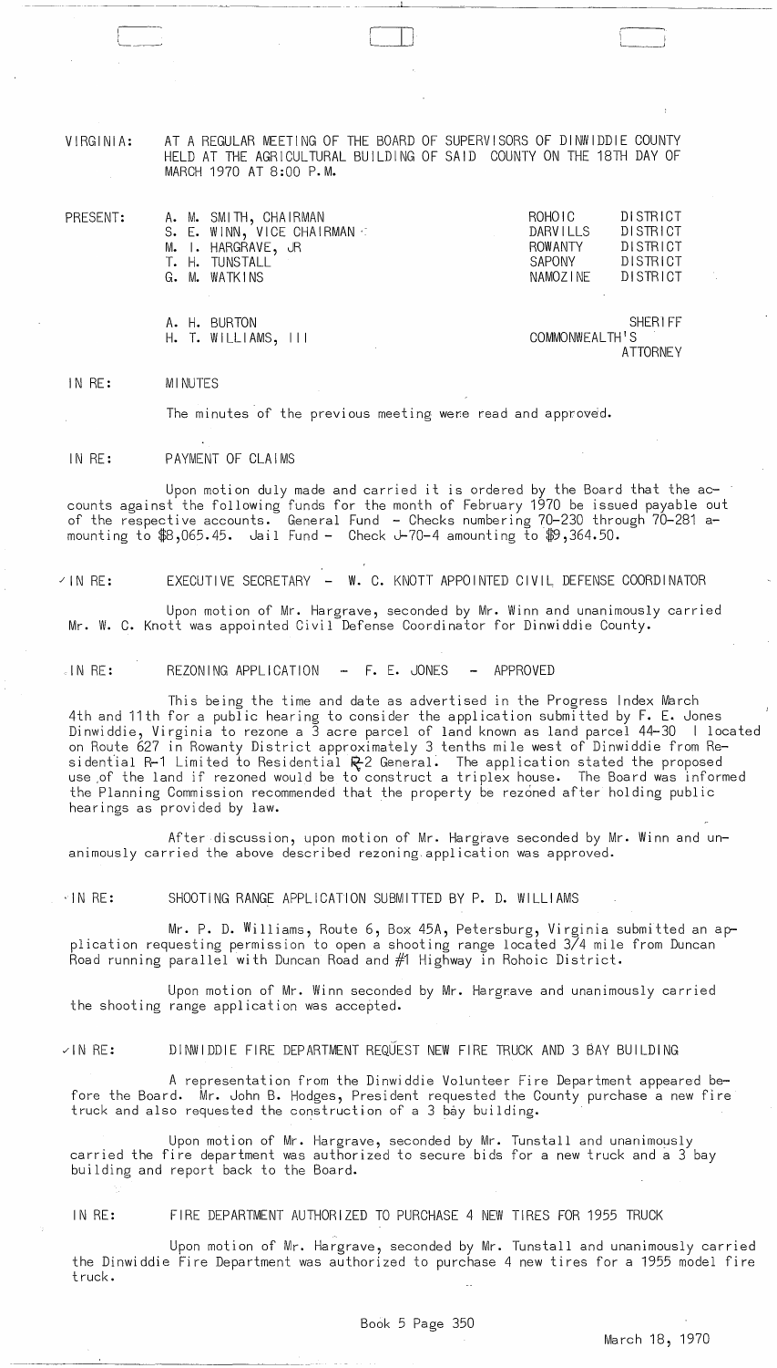VIRGINIA: AT A REGULAR MEETING OF THE BOARD OF SUPERVISORS OF DINWIDDIE COUNTY HELD AT THE AGRICULTURAL BUILDING OF SAID COUNTY ON THE 18TH DAY OF MARCH 1970 AT 8:00 P.M.

| PRESENT: | | |
|---|---|---|
| | A. M. SMITH, CHAIRMAN | ROHOIC DISTRICT |
| | S. E. WINN, VICE CHAIRMAN | DARVILLS DISTRICT |
| | M. I. HARGRAVE, JR | ROWANTY DISTRICT |
| | T. H. TUNSTALL | SAPONY DISTRICT |
| | G. M. WATKINS | NAMOZINE DISTRICT |
| | | |
| | A. H. BURTON | SHERIFF |
| | H. T. WILLIAMS, III | COMMONWEALTH'S ATTORNEY |

IN RE: MINUTES

The minutes of the previous meeting were read and approved.

IN RE: PAYMENT OF CLAIMS

Upon motion duly made and carried it is ordered by the Board that the accounts against the following funds for the month of February 1970 be issued payable out of the respective accounts. General Fund - Checks numbering 70-230 through 70-281 amounting to $8,065.45. Jail Fund - Check J-70-4 amounting to $9,364.50.

IN RE: EXECUTIVE SECRETARY - W. C. KNOTT APPOINTED CIVIL DEFENSE COORDINATOR

Upon motion of Mr. Hargrave, seconded by Mr. Winn and unanimously carried Mr. W. C. Knott was appointed Civil Defense Coordinator for Dinwiddie County.

IN RE: REZONING APPLICATION - F. E. JONES - APPROVED

This being the time and date as advertised in the Progress Index March 4th and 11th for a public hearing to consider the application submitted by F. E. Jones Dinwiddie, Virginia to rezone a 3 acre parcel of land known as land parcel 44-30 I located on Route 627 in Rowanty District approximately 3 tenths mile west of Dinwiddie from Residential R-1 Limited to Residential R-2 General. The application stated the proposed use of the land if rezoned would be to construct a triplex house. The Board was informed the Planning Commission recommended that the property be rezoned after holding public hearings as provided by law.

After discussion, upon motion of Mr. Hargrave seconded by Mr. Winn and unanimously carried the above described rezoning application was approved.

IN RE: SHOOTING RANGE APPLICATION SUBMITTED BY P. D. WILLIAMS

Mr. P. D. Williams, Route 6, Box 45A, Petersburg, Virginia submitted an application requesting permission to open a shooting range located 3/4 mile from Duncan Road running parallel with Duncan Road and #1 Highway in Rohoic District.

Upon motion of Mr. Winn seconded by Mr. Hargrave and unanimously carried the shooting range application was accepted.

IN RE: DINWIDDIE FIRE DEPARTMENT REQUEST NEW FIRE TRUCK AND 3 BAY BUILDING

A representation from the Dinwiddie Volunteer Fire Department appeared before the Board. Mr. John B. Hodges, President requested the County purchase a new fire truck and also requested the construction of a 3 bay building.

Upon motion of Mr. Hargrave, seconded by Mr. Tunstall and unanimously carried the fire department was authorized to secure bids for a new truck and a 3 bay building and report back to the Board.

IN RE: FIRE DEPARTMENT AUTHORIZED TO PURCHASE 4 NEW TIRES FOR 1955 TRUCK

Upon motion of Mr. Hargrave, seconded by Mr. Tunstall and unanimously carried the Dinwiddie Fire Department was authorized to purchase 4 new tires for a 1955 model fire truck.

Book 5 Page 350

March 18, 1970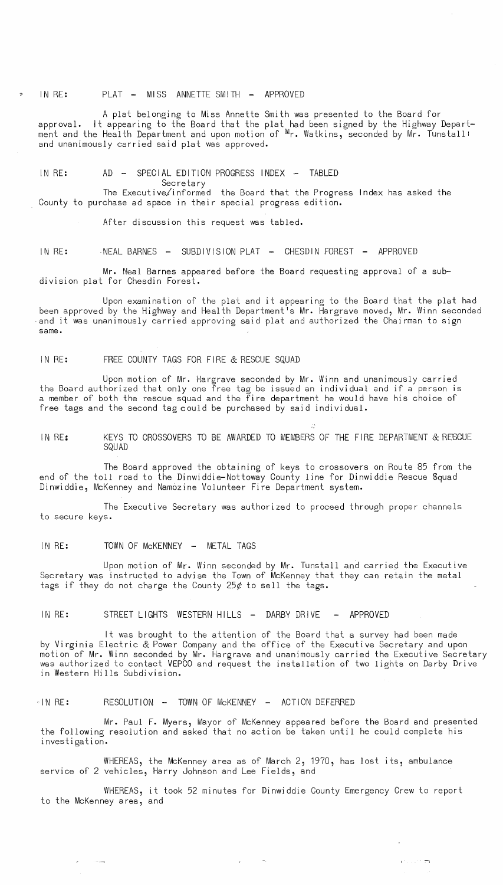IN RE: PLAT - MISS ANNETTE SMITH - APPROVED

A plat belonging to Miss Annette Smith was presented to the Board for approval. It appearing to the Board that the plat had been signed by the Highway Department and the Health Department and upon motion of Mr. Watkins, seconded by Mr. Tunstall and unanimously carried said plat was approved.

IN RE: AD - SPECIAL EDITION PROGRESS INDEX - TABLED

The Executive Secretary informed the Board that the Progress Index has asked the County to purchase ad space in their special progress edition.

After discussion this request was tabled.

IN RE: NEAL BARNES - SUBDIVISION PLAT - CHESDIN FOREST - APPROVED

Mr. Neal Barnes appeared before the Board requesting approval of a subdivision plat for Chesdin Forest.

Upon examination of the plat and it appearing to the Board that the plat had been approved by the Highway and Health Department's Mr. Hargrave moved, Mr. Winn seconded and it was unanimously carried approving said plat and authorized the Chairman to sign same.

IN RE: FREE COUNTY TAGS FOR FIRE & RESCUE SQUAD

Upon motion of Mr. Hargrave seconded by Mr. Winn and unanimously carried the Board authorized that only one free tag be issued an individual and if a person is a member of both the rescue squad and the fire department he would have his choice of free tags and the second tag could be purchased by said individual.

IN RE: KEYS TO CROSSOVERS TO BE AWARDED TO MEMBERS OF THE FIRE DEPARTMENT & RESCUE SQUAD

The Board approved the obtaining of keys to crossovers on Route 85 from the end of the toll road to the Dinwiddie-Nottoway County line for Dinwiddie Rescue Squad Dinwiddie, McKenney and Namozine Volunteer Fire Department system.

The Executive Secretary was authorized to proceed through proper channels to secure keys.

IN RE: TOWN OF McKENNEY - METAL TAGS

Upon motion of Mr. Winn seconded by Mr. Tunstall and carried the Executive Secretary was instructed to advise the Town of McKenney that they can retain the metal tags if they do not charge the County 25¢ to sell the tags.

IN RE: STREET LIGHTS WESTERN HILLS - DARBY DRIVE - APPROVED

It was brought to the attention of the Board that a survey had been made by Virginia Electric & Power Company and the office of the Executive Secretary and upon motion of Mr. Winn seconded by Mr. Hargrave and unanimously carried the Executive Secretary was authorized to contact VEPCO and request the installation of two lights on Darby Drive in Western Hills Subdivision.

IN RE: RESOLUTION - TOWN OF McKENNEY - ACTION DEFERRED

Mr. Paul F. Myers, Mayor of McKenney appeared before the Board and presented the following resolution and asked that no action be taken until he could complete his investigation.

WHEREAS, the McKenney area as of March 2, 1970, has lost its, ambulance service of 2 vehicles, Harry Johnson and Lee Fields, and

WHEREAS, it took 52 minutes for Dinwiddie County Emergency Crew to report to the McKenney area, and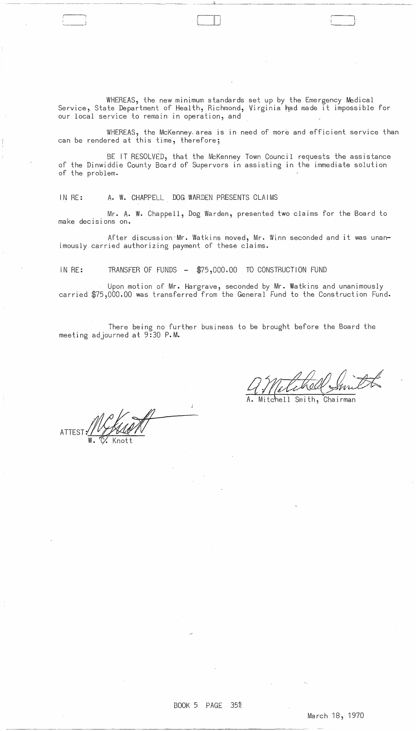WHEREAS, the new minimum standards set up by the Emergency Medical Service, State Department of Health, Richmond, Virginia had made it impossible for our local service to remain in operation, and

WHEREAS, the McKenney area is in need of more and efficient service than can be rendered at this time, therefore;

BE IT RESOLVED, that the McKenney Town Council requests the assistance of the Dinwiddie County Board of Supervors in assisting in the immediate solution of the problem.

IN RE: A. W. CHAPPELL DOG WARDEN PRESENTS CLAIMS

Mr. A. W. Chappell, Dog Warden, presented two claims for the Board to make decisions on.

After discussion Mr. Watkins moved, Mr. Winn seconded and it was unanimously carried authorizing payment of these claims.

IN RE: TRANSFER OF FUNDS - $75,000.00 TO CONSTRUCTION FUND

Upon motion of Mr. Hargrave, seconded by Mr. Watkins and unanimously carried $75,000.00 was transferred from the General Fund to the Construction Fund.

There being no further business to be brought before the Board the meeting adjourned at 9:30 P.M.

A. Mitchell Smith, Chairman

ATTEST: W. C. Knott

BOOK 5 PAGE 351

March 18, 1970